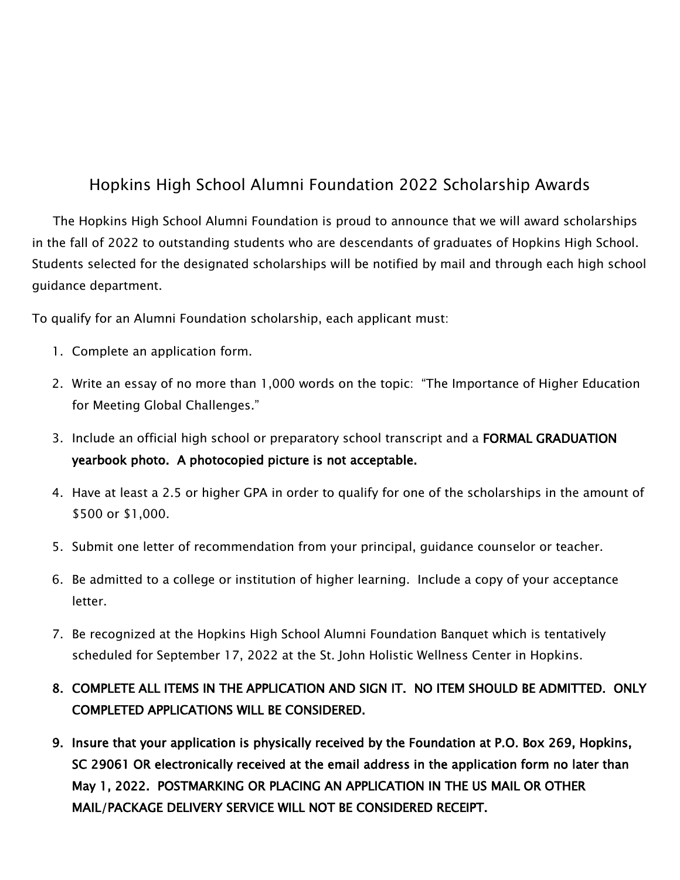# Hopkins High School Alumni Foundation 2022 Scholarship Awards

The Hopkins High School Alumni Foundation is proud to announce that we will award scholarships in the fall of 2022 to outstanding students who are descendants of graduates of Hopkins High School. Students selected for the designated scholarships will be notified by mail and through each high school guidance department.

To qualify for an Alumni Foundation scholarship, each applicant must:

1. Complete an application form.
2. Write an essay of no more than 1,000 words on the topic: "The Importance of Higher Education for Meeting Global Challenges."
3. Include an official high school or preparatory school transcript and a **FORMAL GRADUATION yearbook photo. A photocopied picture is not acceptable.**
4. Have at least a 2.5 or higher GPA in order to qualify for one of the scholarships in the amount of $500 or $1,000.
5. Submit one letter of recommendation from your principal, guidance counselor or teacher.
6. Be admitted to a college or institution of higher learning. Include a copy of your acceptance letter.
7. Be recognized at the Hopkins High School Alumni Foundation Banquet which is tentatively scheduled for September 17, 2022 at the St. John Holistic Wellness Center in Hopkins.
8. **COMPLETE ALL ITEMS IN THE APPLICATION AND SIGN IT. NO ITEM SHOULD BE ADMITTED. ONLY COMPLETED APPLICATIONS WILL BE CONSIDERED.**
9. **Insure that your application is physically received by the Foundation at P.O. Box 269, Hopkins, SC 29061 OR electronically received at the email address in the application form no later than May 1, 2022. POSTMARKING OR PLACING AN APPLICATION IN THE US MAIL OR OTHER MAIL/PACKAGE DELIVERY SERVICE WILL NOT BE CONSIDERED RECEIPT.**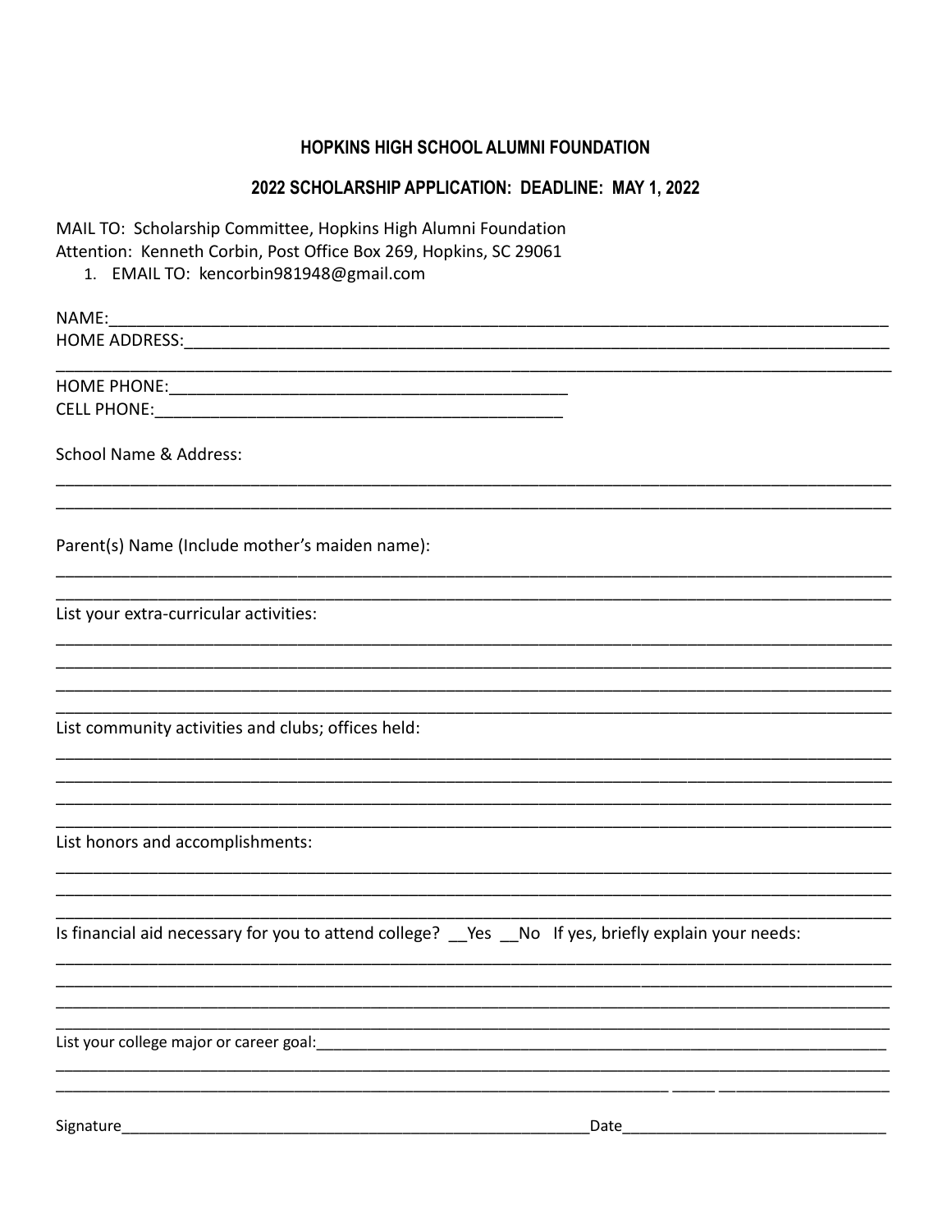## HOPKINS HIGH SCHOOL ALUMNI FOUNDATION

## 2022 SCHOLARSHIP APPLICATION: DEADLINE: MAY 1, 2022

MAIL TO: Scholarship Committee, Hopkins High Alumni Foundation
Attention: Kenneth Corbin, Post Office Box 269, Hopkins, SC 29061

1. EMAIL TO: kencorbin981948@gmail.com

NAME:\_\_\_\_\_\_\_\_\_\_\_\_\_\_\_\_\_\_\_\_\_\_\_\_\_\_\_\_\_\_\_\_\_\_\_\_\_\_\_\_\_\_\_\_\_\_\_\_\_\_\_\_\_\_\_\_\_\_\_\_\_\_\_\_\_\_\_\_\_\_

HOME ADDRESS:\_\_\_\_\_\_\_\_\_\_\_\_\_\_\_\_\_\_\_\_\_\_\_\_\_\_\_\_\_\_\_\_\_\_\_\_\_\_\_\_\_\_\_\_\_\_\_\_\_\_\_\_\_\_\_\_\_\_\_\_\_\_\_

\_\_\_\_\_\_\_\_\_\_\_\_\_\_\_\_\_\_\_\_\_\_\_\_\_\_\_\_\_\_\_\_\_\_\_\_\_\_\_\_\_\_\_\_\_\_\_\_\_\_\_\_\_\_\_\_\_\_\_\_\_\_\_\_\_\_\_\_\_\_\_\_\_\_\_\_

HOME PHONE:\_\_\_\_\_\_\_\_\_\_\_\_\_\_\_\_\_\_\_\_\_\_\_\_\_\_\_\_\_\_\_\_\_\_\_\_\_

CELL PHONE:\_\_\_\_\_\_\_\_\_\_\_\_\_\_\_\_\_\_\_\_\_\_\_\_\_\_\_\_\_\_\_\_\_\_\_\_\_\_

School Name & Address:

\_\_\_\_\_\_\_\_\_\_\_\_\_\_\_\_\_\_\_\_\_\_\_\_\_\_\_\_\_\_\_\_\_\_\_\_\_\_\_\_\_\_\_\_\_\_\_\_\_\_\_\_\_\_\_\_\_\_\_\_\_\_\_\_\_\_\_\_\_\_\_\_\_\_\_\_

\_\_\_\_\_\_\_\_\_\_\_\_\_\_\_\_\_\_\_\_\_\_\_\_\_\_\_\_\_\_\_\_\_\_\_\_\_\_\_\_\_\_\_\_\_\_\_\_\_\_\_\_\_\_\_\_\_\_\_\_\_\_\_\_\_\_\_\_\_\_\_\_\_\_\_\_

Parent(s) Name (Include mother's maiden name):

\_\_\_\_\_\_\_\_\_\_\_\_\_\_\_\_\_\_\_\_\_\_\_\_\_\_\_\_\_\_\_\_\_\_\_\_\_\_\_\_\_\_\_\_\_\_\_\_\_\_\_\_\_\_\_\_\_\_\_\_\_\_\_\_\_\_\_\_\_\_\_\_\_\_\_\_

\_\_\_\_\_\_\_\_\_\_\_\_\_\_\_\_\_\_\_\_\_\_\_\_\_\_\_\_\_\_\_\_\_\_\_\_\_\_\_\_\_\_\_\_\_\_\_\_\_\_\_\_\_\_\_\_\_\_\_\_\_\_\_\_\_\_\_\_\_\_\_\_\_\_\_\_

List your extra-curricular activities:

\_\_\_\_\_\_\_\_\_\_\_\_\_\_\_\_\_\_\_\_\_\_\_\_\_\_\_\_\_\_\_\_\_\_\_\_\_\_\_\_\_\_\_\_\_\_\_\_\_\_\_\_\_\_\_\_\_\_\_\_\_\_\_\_\_\_\_\_\_\_\_\_\_\_\_\_

\_\_\_\_\_\_\_\_\_\_\_\_\_\_\_\_\_\_\_\_\_\_\_\_\_\_\_\_\_\_\_\_\_\_\_\_\_\_\_\_\_\_\_\_\_\_\_\_\_\_\_\_\_\_\_\_\_\_\_\_\_\_\_\_\_\_\_\_\_\_\_\_\_\_\_\_

\_\_\_\_\_\_\_\_\_\_\_\_\_\_\_\_\_\_\_\_\_\_\_\_\_\_\_\_\_\_\_\_\_\_\_\_\_\_\_\_\_\_\_\_\_\_\_\_\_\_\_\_\_\_\_\_\_\_\_\_\_\_\_\_\_\_\_\_\_\_\_\_\_\_\_\_

\_\_\_\_\_\_\_\_\_\_\_\_\_\_\_\_\_\_\_\_\_\_\_\_\_\_\_\_\_\_\_\_\_\_\_\_\_\_\_\_\_\_\_\_\_\_\_\_\_\_\_\_\_\_\_\_\_\_\_\_\_\_\_\_\_\_\_\_\_\_\_\_\_\_\_\_

List community activities and clubs; offices held:

\_\_\_\_\_\_\_\_\_\_\_\_\_\_\_\_\_\_\_\_\_\_\_\_\_\_\_\_\_\_\_\_\_\_\_\_\_\_\_\_\_\_\_\_\_\_\_\_\_\_\_\_\_\_\_\_\_\_\_\_\_\_\_\_\_\_\_\_\_\_\_\_\_\_\_\_

\_\_\_\_\_\_\_\_\_\_\_\_\_\_\_\_\_\_\_\_\_\_\_\_\_\_\_\_\_\_\_\_\_\_\_\_\_\_\_\_\_\_\_\_\_\_\_\_\_\_\_\_\_\_\_\_\_\_\_\_\_\_\_\_\_\_\_\_\_\_\_\_\_\_\_\_

\_\_\_\_\_\_\_\_\_\_\_\_\_\_\_\_\_\_\_\_\_\_\_\_\_\_\_\_\_\_\_\_\_\_\_\_\_\_\_\_\_\_\_\_\_\_\_\_\_\_\_\_\_\_\_\_\_\_\_\_\_\_\_\_\_\_\_\_\_\_\_\_\_\_\_\_

\_\_\_\_\_\_\_\_\_\_\_\_\_\_\_\_\_\_\_\_\_\_\_\_\_\_\_\_\_\_\_\_\_\_\_\_\_\_\_\_\_\_\_\_\_\_\_\_\_\_\_\_\_\_\_\_\_\_\_\_\_\_\_\_\_\_\_\_\_\_\_\_\_\_\_\_

List honors and accomplishments:

\_\_\_\_\_\_\_\_\_\_\_\_\_\_\_\_\_\_\_\_\_\_\_\_\_\_\_\_\_\_\_\_\_\_\_\_\_\_\_\_\_\_\_\_\_\_\_\_\_\_\_\_\_\_\_\_\_\_\_\_\_\_\_\_\_\_\_\_\_\_\_\_\_\_\_\_

\_\_\_\_\_\_\_\_\_\_\_\_\_\_\_\_\_\_\_\_\_\_\_\_\_\_\_\_\_\_\_\_\_\_\_\_\_\_\_\_\_\_\_\_\_\_\_\_\_\_\_\_\_\_\_\_\_\_\_\_\_\_\_\_\_\_\_\_\_\_\_\_\_\_\_\_

\_\_\_\_\_\_\_\_\_\_\_\_\_\_\_\_\_\_\_\_\_\_\_\_\_\_\_\_\_\_\_\_\_\_\_\_\_\_\_\_\_\_\_\_\_\_\_\_\_\_\_\_\_\_\_\_\_\_\_\_\_\_\_\_\_\_\_\_\_\_\_\_\_\_\_\_

Is financial aid necessary for you to attend college? \_\_Yes \_\_No If yes, briefly explain your needs:

\_\_\_\_\_\_\_\_\_\_\_\_\_\_\_\_\_\_\_\_\_\_\_\_\_\_\_\_\_\_\_\_\_\_\_\_\_\_\_\_\_\_\_\_\_\_\_\_\_\_\_\_\_\_\_\_\_\_\_\_\_\_\_\_\_\_\_\_\_\_\_\_\_\_\_\_

\_\_\_\_\_\_\_\_\_\_\_\_\_\_\_\_\_\_\_\_\_\_\_\_\_\_\_\_\_\_\_\_\_\_\_\_\_\_\_\_\_\_\_\_\_\_\_\_\_\_\_\_\_\_\_\_\_\_\_\_\_\_\_\_\_\_\_\_\_\_\_\_\_\_\_\_

\_\_\_\_\_\_\_\_\_\_\_\_\_\_\_\_\_\_\_\_\_\_\_\_\_\_\_\_\_\_\_\_\_\_\_\_\_\_\_\_\_\_\_\_\_\_\_\_\_\_\_\_\_\_\_\_\_\_\_\_\_\_\_\_\_\_\_\_\_\_\_\_\_\_\_\_

\_\_\_\_\_\_\_\_\_\_\_\_\_\_\_\_\_\_\_\_\_\_\_\_\_\_\_\_\_\_\_\_\_\_\_\_\_\_\_\_\_\_\_\_\_\_\_\_\_\_\_\_\_\_\_\_\_\_\_\_\_\_\_\_\_\_\_\_\_\_\_\_\_\_\_\_

List your college major or career goal:\_\_\_\_\_\_\_\_\_\_\_\_\_\_\_\_\_\_\_\_\_\_\_\_\_\_\_\_\_\_\_\_\_\_\_\_\_\_\_\_\_\_\_\_\_\_\_\_\_\_\_\_\_\_\_\_\_

\_\_\_\_\_\_\_\_\_\_\_\_\_\_\_\_\_\_\_\_\_\_\_\_\_\_\_\_\_\_\_\_\_\_\_\_\_\_\_\_\_\_\_\_\_\_\_\_\_\_\_\_\_\_\_\_\_\_\_\_\_\_\_\_\_\_\_\_\_\_\_\_\_\_\_\_

\_\_\_\_\_\_\_\_\_\_\_\_\_\_\_\_\_\_\_\_\_\_\_\_\_\_\_\_\_\_\_\_\_\_\_\_\_\_\_\_\_\_\_\_\_\_\_\_\_\_\_\_\_\_\_\_\_\_\_\_\_\_\_\_\_\_\_\_\_\_\_\_\_\_\_\_

Signature\_\_\_\_\_\_\_\_\_\_\_\_\_\_\_\_\_\_\_\_\_\_\_\_\_\_\_\_\_\_\_\_\_\_\_\_\_\_\_\_\_\_\_\_\_\_\_\_Date\_\_\_\_\_\_\_\_\_\_\_\_\_\_\_\_\_\_\_\_\_\_\_\_\_\_\_